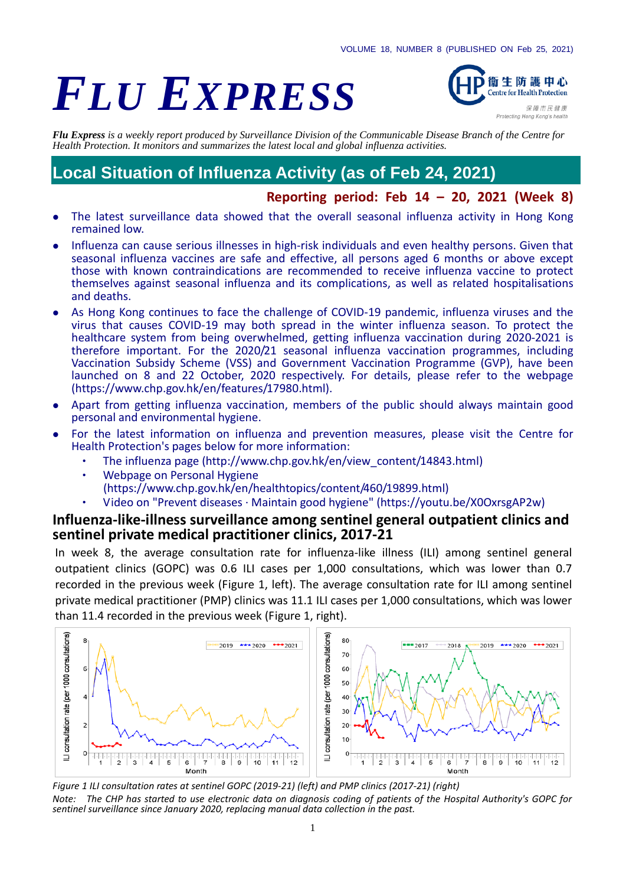VOLUME 18, NUMBER 8 (PUBLISHED ON Feb 25, 2021)

# FLU EXPRESS

*Flu Express is a weekly report produced by Surveillance Division of the Communicable Disease Branch of the Centre for Health Protection. It monitors and summarizes the latest local and global influenza activities.*

## Local Situation of Influenza Activity (as of Feb 24, 2021)

**Reporting period: Feb 14 – 20, 2021 (Week 8)**

- The latest surveillance data showed that the overall seasonal influenza activity in Hong Kong remained low.
- Influenza can cause serious illnesses in high-risk individuals and even healthy persons. Given that seasonal influenza vaccines are safe and effective, all persons aged 6 months or above except those with known contraindications are recommended to receive influenza vaccine to protect themselves against seasonal influenza and its complications, as well as related hospitalisations and deaths.
- As Hong Kong continues to face the challenge of COVID-19 pandemic, influenza viruses and the virus that causes COVID-19 may both spread in the winter influenza season. To protect the healthcare system from being overwhelmed, getting influenza vaccination during 2020-2021 is therefore important. For the 2020/21 seasonal influenza vaccination programmes, including Vaccination Subsidy Scheme (VSS) and Government Vaccination Programme (GVP), have been launched on 8 and 22 October, 2020 respectively. For details, please refer to the webpage (https://www.chp.gov.hk/en/features/17980.html).
- Apart from getting influenza vaccination, members of the public should always maintain good personal and environmental hygiene.
- For the latest information on influenza and prevention measures, please visit the Centre for Health Protection's pages below for more information:
  - The influenza page (http://www.chp.gov.hk/en/view_content/14843.html)
  - Webpage on Personal Hygiene (https://www.chp.gov.hk/en/healthtopics/content/460/19899.html)
  - Video on "Prevent diseases · Maintain good hygiene" (https://youtu.be/X0OxrsgAP2w)

### Influenza-like-illness surveillance among sentinel general outpatient clinics and sentinel private medical practitioner clinics, 2017-21

In week 8, the average consultation rate for influenza-like illness (ILI) among sentinel general outpatient clinics (GOPC) was 0.6 ILI cases per 1,000 consultations, which was lower than 0.7 recorded in the previous week (Figure 1, left). The average consultation rate for ILI among sentinel private medical practitioner (PMP) clinics was 11.1 ILI cases per 1,000 consultations, which was lower than 11.4 recorded in the previous week (Figure 1, right).

*Figure 1 ILI consultation rates at sentinel GOPC (2019-21) (left) and PMP clinics (2017-21) (right)*

*Note: The CHP has started to use electronic data on diagnosis coding of patients of the Hospital Authority's GOPC for sentinel surveillance since January 2020, replacing manual data collection in the past.*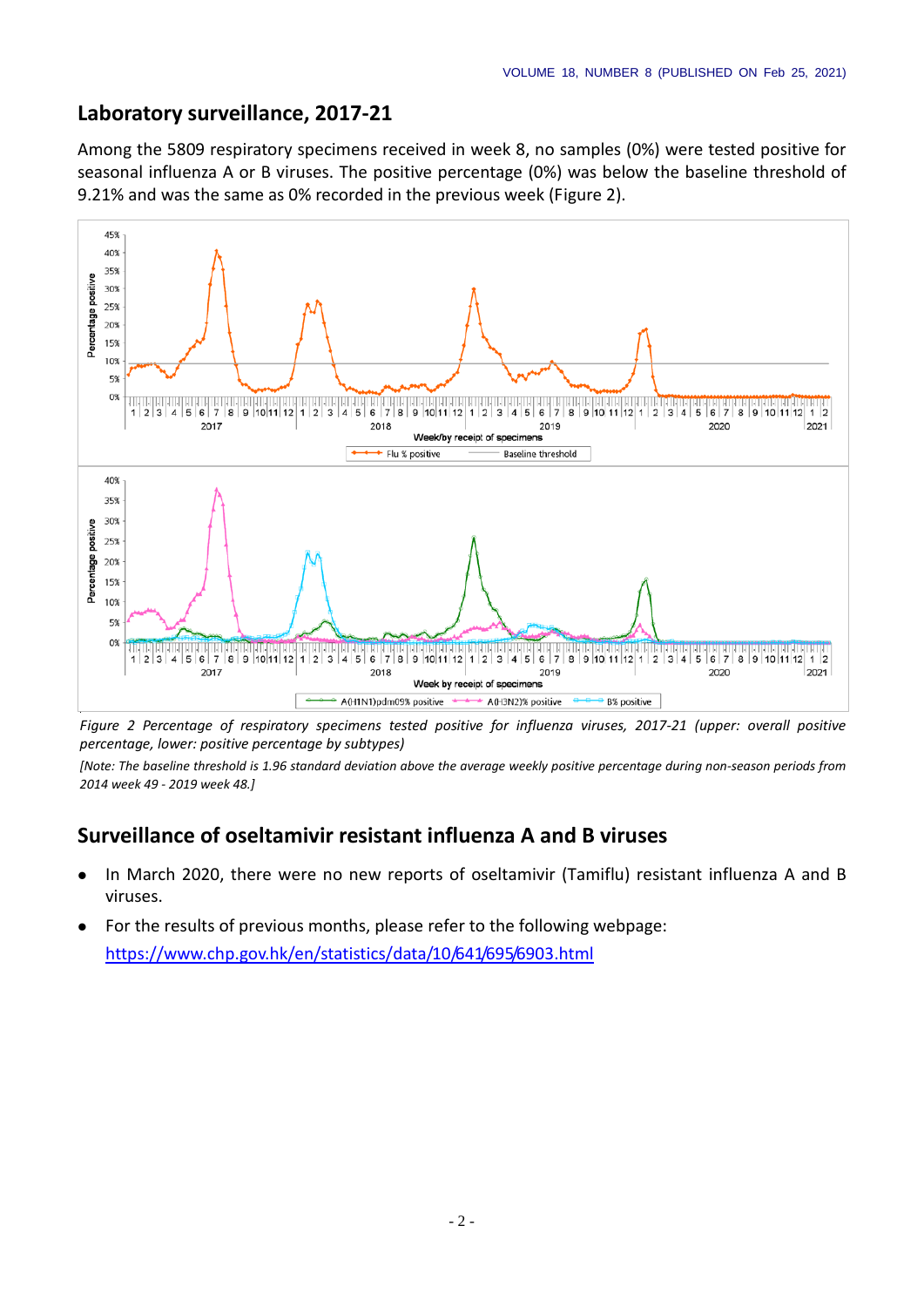## Laboratory surveillance, 2017-21

Among the 5809 respiratory specimens received in week 8, no samples (0%) were tested positive for seasonal influenza A or B viruses. The positive percentage (0%) was below the baseline threshold of 9.21% and was the same as 0% recorded in the previous week (Figure 2).

*Figure 2 Percentage of respiratory specimens tested positive for influenza viruses, 2017-21 (upper: overall positive percentage, lower: positive percentage by subtypes)*

*[Note: The baseline threshold is 1.96 standard deviation above the average weekly positive percentage during non-season periods from 2014 week 49 - 2019 week 48.]*

## Surveillance of oseltamivir resistant influenza A and B viruses

- In March 2020, there were no new reports of oseltamivir (Tamiflu) resistant influenza A and B viruses.
- For the results of previous months, please refer to the following webpage: https://www.chp.gov.hk/en/statistics/data/10/641/695/6903.html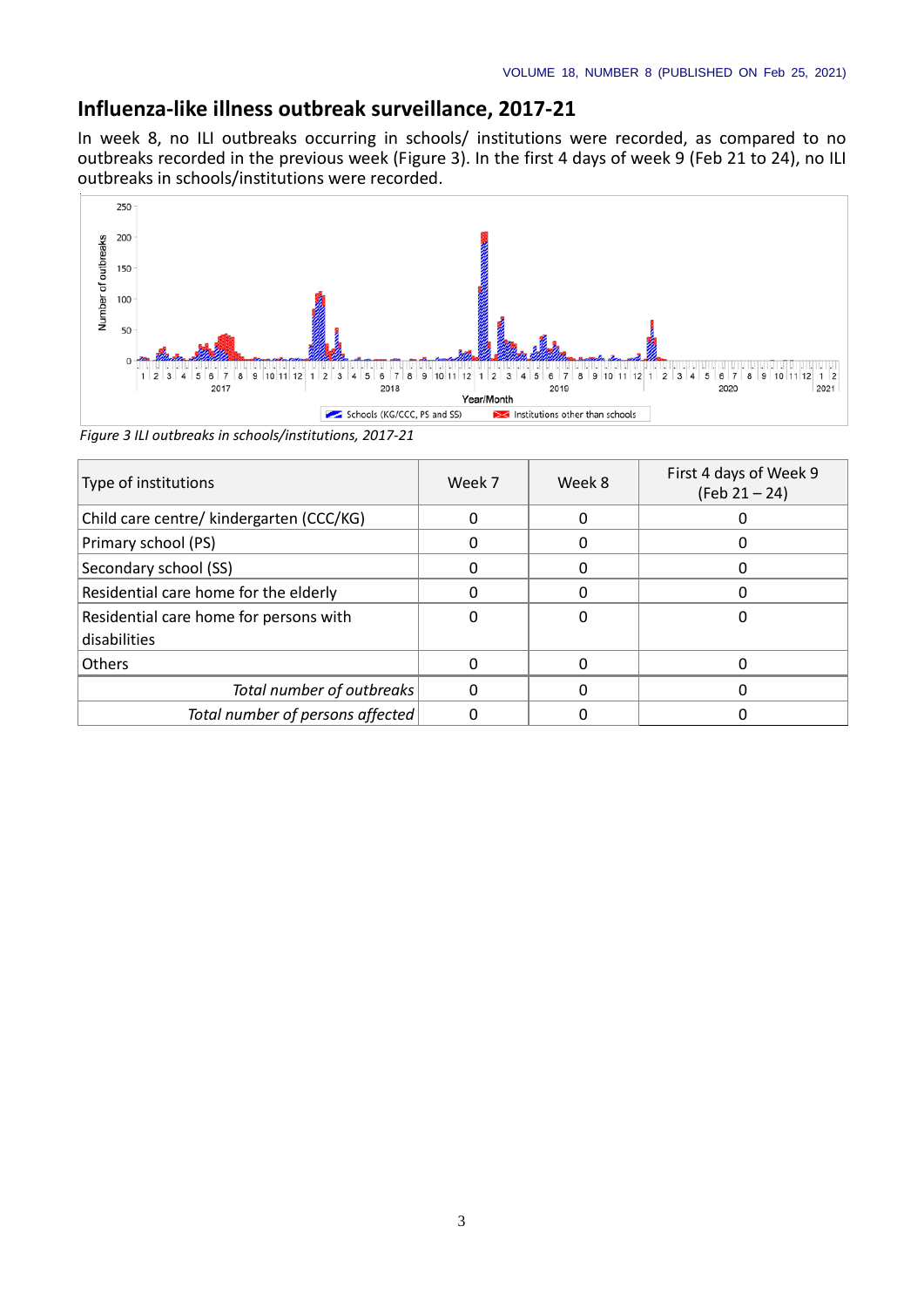## Influenza-like illness outbreak surveillance, 2017-21

In week 8, no ILI outbreaks occurring in schools/ institutions were recorded, as compared to no outbreaks recorded in the previous week (Figure 3). In the first 4 days of week 9 (Feb 21 to 24), no ILI outbreaks in schools/institutions were recorded.

*Figure 3 ILI outbreaks in schools/institutions, 2017-21*

| Type of institutions | Week 7 | Week 8 | First 4 days of Week 9 (Feb 21 – 24) |
|---|---|---|---|
| Child care centre/ kindergarten (CCC/KG) | 0 | 0 | 0 |
| Primary school (PS) | 0 | 0 | 0 |
| Secondary school (SS) | 0 | 0 | 0 |
| Residential care home for the elderly | 0 | 0 | 0 |
| Residential care home for persons with disabilities | 0 | 0 | 0 |
| Others | 0 | 0 | 0 |
| *Total number of outbreaks* | 0 | 0 | 0 |
| *Total number of persons affected* | 0 | 0 | 0 |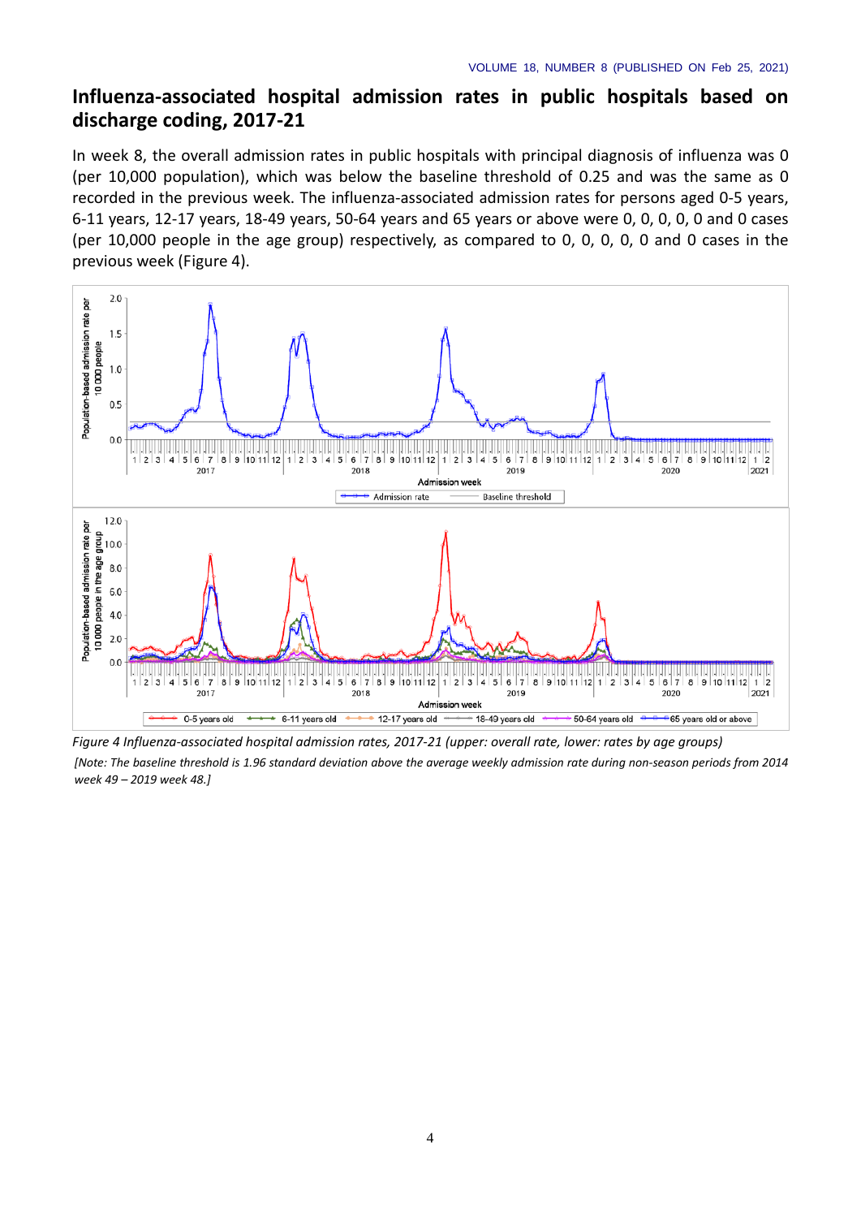## Influenza-associated hospital admission rates in public hospitals based on discharge coding, 2017-21

In week 8, the overall admission rates in public hospitals with principal diagnosis of influenza was 0 (per 10,000 population), which was below the baseline threshold of 0.25 and was the same as 0 recorded in the previous week. The influenza-associated admission rates for persons aged 0-5 years, 6-11 years, 12-17 years, 18-49 years, 50-64 years and 65 years or above were 0, 0, 0, 0, 0 and 0 cases (per 10,000 people in the age group) respectively, as compared to 0, 0, 0, 0, 0 and 0 cases in the previous week (Figure 4).

*Figure 4 Influenza-associated hospital admission rates, 2017-21 (upper: overall rate, lower: rates by age groups)*

*[Note: The baseline threshold is 1.96 standard deviation above the average weekly admission rate during non-season periods from 2014 week 49 – 2019 week 48.]*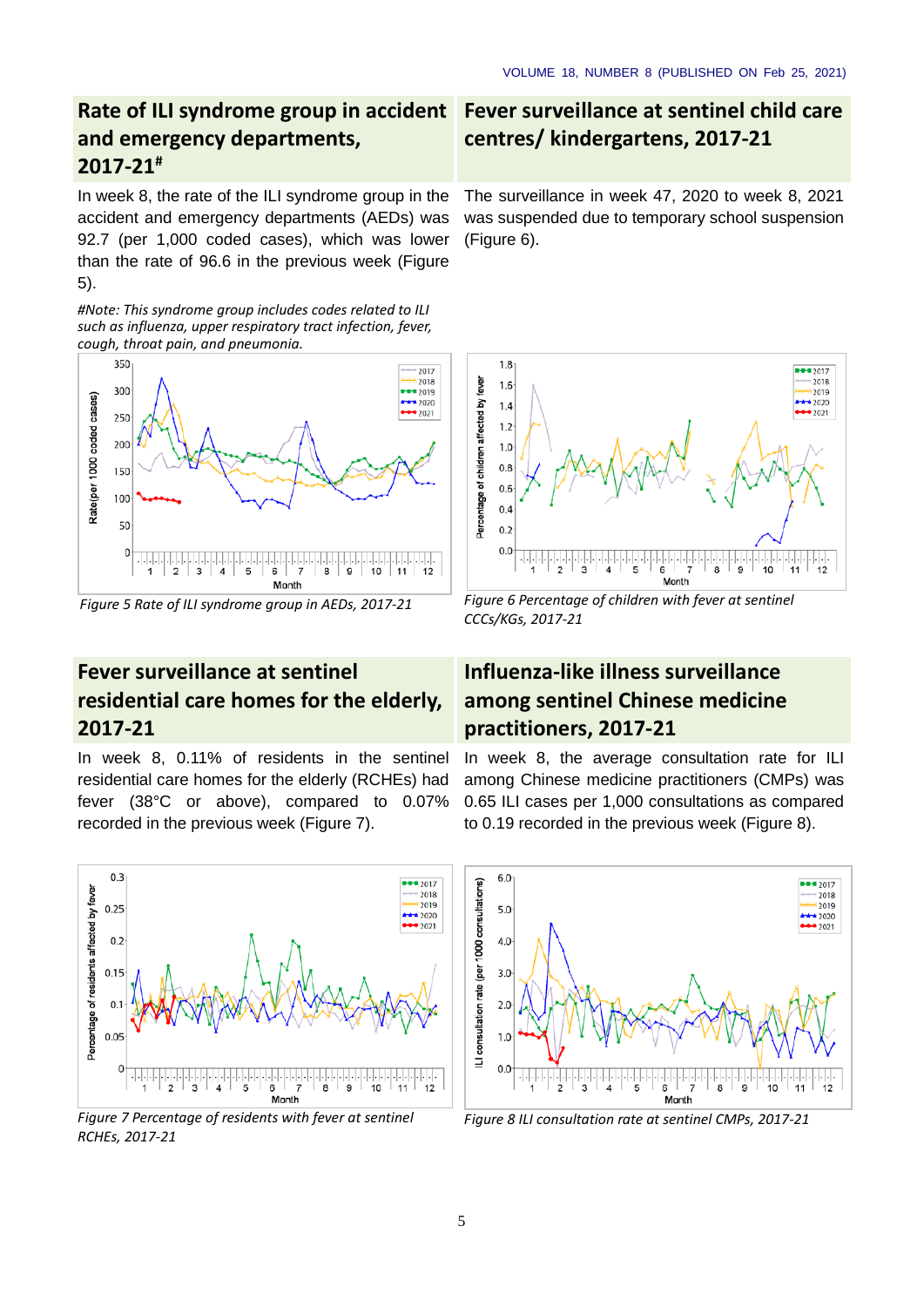## Rate of ILI syndrome group in accident and emergency departments, 2017-21#

In week 8, the rate of the ILI syndrome group in the accident and emergency departments (AEDs) was 92.7 (per 1,000 coded cases), which was lower than the rate of 96.6 in the previous week (Figure 5).

*#Note: This syndrome group includes codes related to ILI such as influenza, upper respiratory tract infection, fever, cough, throat pain, and pneumonia.*

*Figure 5 Rate of ILI syndrome group in AEDs, 2017-21*

## Fever surveillance at sentinel child care centres/ kindergartens, 2017-21

The surveillance in week 47, 2020 to week 8, 2021 was suspended due to temporary school suspension (Figure 6).

*Figure 6 Percentage of children with fever at sentinel CCCs/KGs, 2017-21*

## Fever surveillance at sentinel residential care homes for the elderly, 2017-21

In week 8, 0.11% of residents in the sentinel residential care homes for the elderly (RCHEs) had fever (38°C or above), compared to 0.07% recorded in the previous week (Figure 7).

*Figure 7 Percentage of residents with fever at sentinel RCHEs, 2017-21*

## Influenza-like illness surveillance among sentinel Chinese medicine practitioners, 2017-21

In week 8, the average consultation rate for ILI among Chinese medicine practitioners (CMPs) was 0.65 ILI cases per 1,000 consultations as compared to 0.19 recorded in the previous week (Figure 8).

*Figure 8 ILI consultation rate at sentinel CMPs, 2017-21*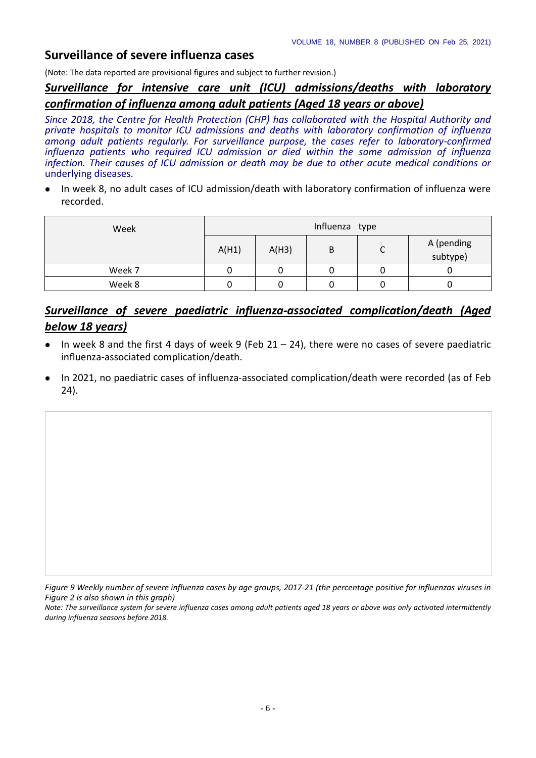## Surveillance of severe influenza cases

(Note: The data reported are provisional figures and subject to further revision.)

### ***Surveillance for intensive care unit (ICU) admissions/deaths with laboratory confirmation of influenza among adult patients (Aged 18 years or above)***

*Since 2018, the Centre for Health Protection (CHP) has collaborated with the Hospital Authority and private hospitals to monitor ICU admissions and deaths with laboratory confirmation of influenza among adult patients regularly. For surveillance purpose, the cases refer to laboratory-confirmed influenza patients who required ICU admission or died within the same admission of influenza infection. Their causes of ICU admission or death may be due to other acute medical conditions or underlying diseases.*

- In week 8, no adult cases of ICU admission/death with laboratory confirmation of influenza were recorded.

| Week | Influenza type | | | | |
|---|---|---|---|---|---|
| | A(H1) | A(H3) | B | C | A (pending subtype) |
| Week 7 | 0 | 0 | 0 | 0 | 0 |
| Week 8 | 0 | 0 | 0 | 0 | 0 |

### ***Surveillance of severe paediatric influenza-associated complication/death (Aged below 18 years)***

- In week 8 and the first 4 days of week 9 (Feb 21 – 24), there were no cases of severe paediatric influenza-associated complication/death.
- In 2021, no paediatric cases of influenza-associated complication/death were recorded (as of Feb 24).

*Figure 9 Weekly number of severe influenza cases by age groups, 2017-21 (the percentage positive for influenzas viruses in Figure 2 is also shown in this graph)*

*Note: The surveillance system for severe influenza cases among adult patients aged 18 years or above was only activated intermittently during influenza seasons before 2018.*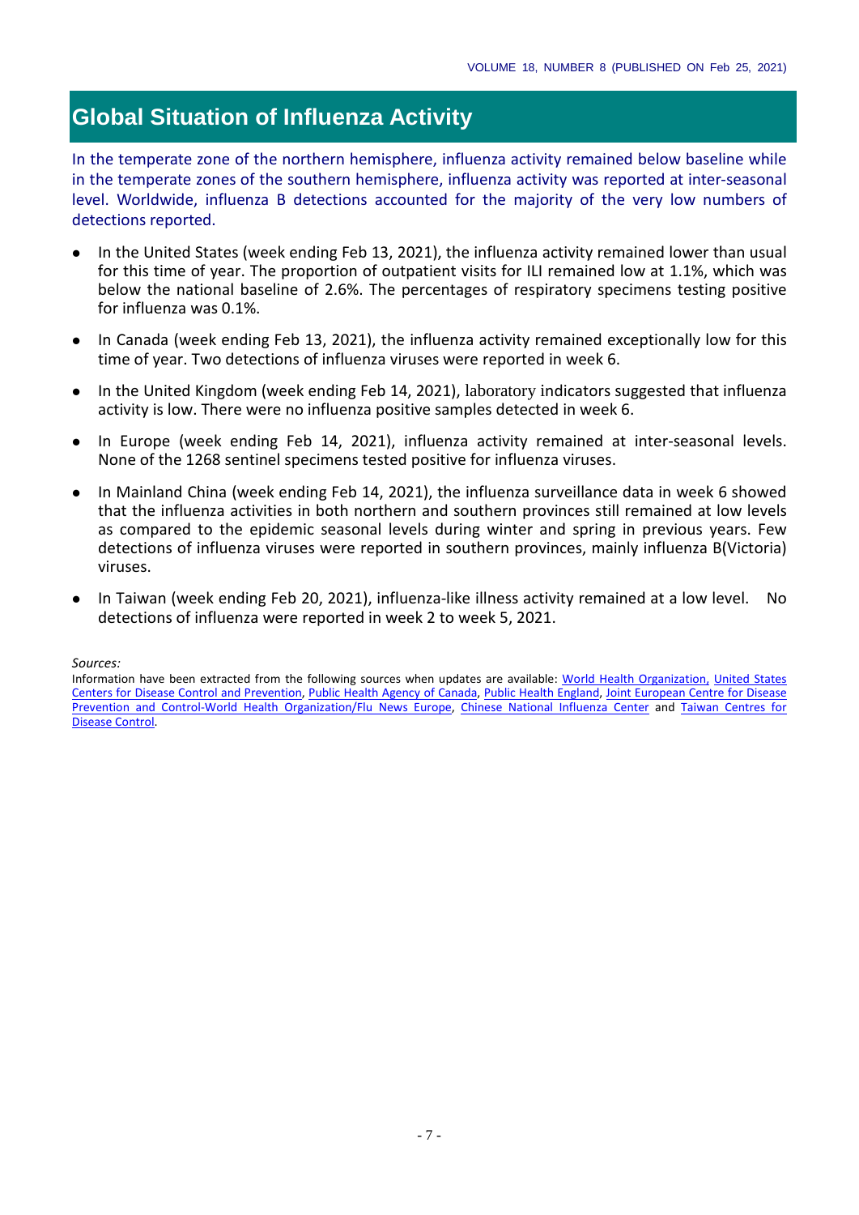## Global Situation of Influenza Activity

In the temperate zone of the northern hemisphere, influenza activity remained below baseline while in the temperate zones of the southern hemisphere, influenza activity was reported at inter-seasonal level. Worldwide, influenza B detections accounted for the majority of the very low numbers of detections reported.

- In the United States (week ending Feb 13, 2021), the influenza activity remained lower than usual for this time of year. The proportion of outpatient visits for ILI remained low at 1.1%, which was below the national baseline of 2.6%. The percentages of respiratory specimens testing positive for influenza was 0.1%.
- In Canada (week ending Feb 13, 2021), the influenza activity remained exceptionally low for this time of year. Two detections of influenza viruses were reported in week 6.
- In the United Kingdom (week ending Feb 14, 2021), laboratory indicators suggested that influenza activity is low. There were no influenza positive samples detected in week 6.
- In Europe (week ending Feb 14, 2021), influenza activity remained at inter-seasonal levels. None of the 1268 sentinel specimens tested positive for influenza viruses.
- In Mainland China (week ending Feb 14, 2021), the influenza surveillance data in week 6 showed that the influenza activities in both northern and southern provinces still remained at low levels as compared to the epidemic seasonal levels during winter and spring in previous years. Few detections of influenza viruses were reported in southern provinces, mainly influenza B(Victoria) viruses.
- In Taiwan (week ending Feb 20, 2021), influenza-like illness activity remained at a low level. No detections of influenza were reported in week 2 to week 5, 2021.

*Sources:*

Information have been extracted from the following sources when updates are available: World Health Organization, United States Centers for Disease Control and Prevention, Public Health Agency of Canada, Public Health England, Joint European Centre for Disease Prevention and Control-World Health Organization/Flu News Europe, Chinese National Influenza Center and Taiwan Centres for Disease Control.